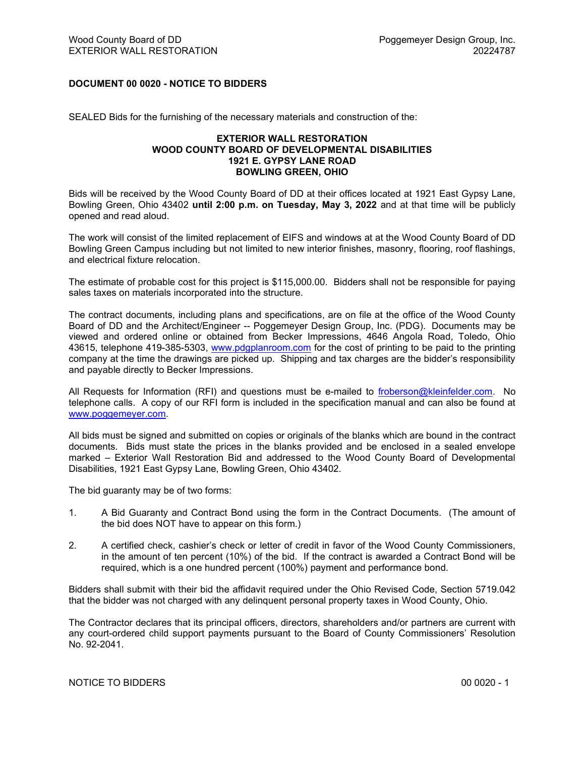## DOCUMENT 00 0020 - NOTICE TO BIDDERS

SEALED Bids for the furnishing of the necessary materials and construction of the:

**EXTERIOR WALL RESTORATION**
**WOOD COUNTY BOARD OF DEVELOPMENTAL DISABILITIES**
**1921 E. GYPSY LANE ROAD**
**BOWLING GREEN, OHIO**

Bids will be received by the Wood County Board of DD at their offices located at 1921 East Gypsy Lane, Bowling Green, Ohio 43402 **until 2:00 p.m. on Tuesday, May 3, 2022** and at that time will be publicly opened and read aloud.

The work will consist of the limited replacement of EIFS and windows at at the Wood County Board of DD Bowling Green Campus including but not limited to new interior finishes, masonry, flooring, roof flashings, and electrical fixture relocation.

The estimate of probable cost for this project is $115,000.00. Bidders shall not be responsible for paying sales taxes on materials incorporated into the structure.

The contract documents, including plans and specifications, are on file at the office of the Wood County Board of DD and the Architect/Engineer -- Poggemeyer Design Group, Inc. (PDG). Documents may be viewed and ordered online or obtained from Becker Impressions, 4646 Angola Road, Toledo, Ohio 43615, telephone 419-385-5303, www.pdgplanroom.com for the cost of printing to be paid to the printing company at the time the drawings are picked up. Shipping and tax charges are the bidder's responsibility and payable directly to Becker Impressions.

All Requests for Information (RFI) and questions must be e-mailed to froberson@kleinfelder.com. No telephone calls. A copy of our RFI form is included in the specification manual and can also be found at www.poggemeyer.com.

All bids must be signed and submitted on copies or originals of the blanks which are bound in the contract documents. Bids must state the prices in the blanks provided and be enclosed in a sealed envelope marked – Exterior Wall Restoration Bid and addressed to the Wood County Board of Developmental Disabilities, 1921 East Gypsy Lane, Bowling Green, Ohio 43402.

The bid guaranty may be of two forms:

1. A Bid Guaranty and Contract Bond using the form in the Contract Documents. (The amount of the bid does NOT have to appear on this form.)
2. A certified check, cashier's check or letter of credit in favor of the Wood County Commissioners, in the amount of ten percent (10%) of the bid. If the contract is awarded a Contract Bond will be required, which is a one hundred percent (100%) payment and performance bond.

Bidders shall submit with their bid the affidavit required under the Ohio Revised Code, Section 5719.042 that the bidder was not charged with any delinquent personal property taxes in Wood County, Ohio.

The Contractor declares that its principal officers, directors, shareholders and/or partners are current with any court-ordered child support payments pursuant to the Board of County Commissioners' Resolution No. 92-2041.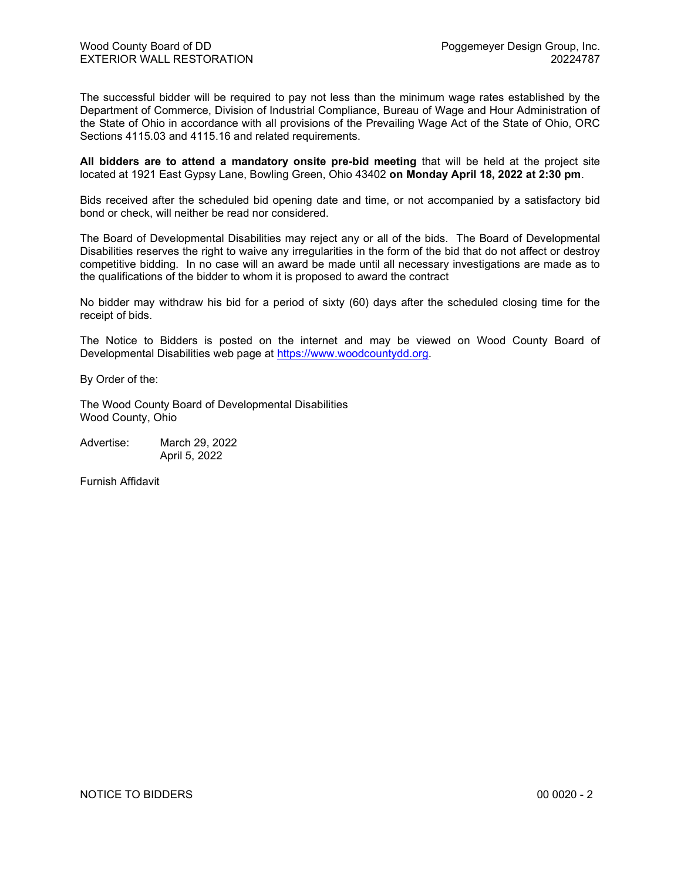The successful bidder will be required to pay not less than the minimum wage rates established by the Department of Commerce, Division of Industrial Compliance, Bureau of Wage and Hour Administration of the State of Ohio in accordance with all provisions of the Prevailing Wage Act of the State of Ohio, ORC Sections 4115.03 and 4115.16 and related requirements.

**All bidders are to attend a mandatory onsite pre-bid meeting** that will be held at the project site located at 1921 East Gypsy Lane, Bowling Green, Ohio 43402 **on Monday April 18, 2022 at 2:30 pm**.

Bids received after the scheduled bid opening date and time, or not accompanied by a satisfactory bid bond or check, will neither be read nor considered.

The Board of Developmental Disabilities may reject any or all of the bids. The Board of Developmental Disabilities reserves the right to waive any irregularities in the form of the bid that do not affect or destroy competitive bidding. In no case will an award be made until all necessary investigations are made as to the qualifications of the bidder to whom it is proposed to award the contract

No bidder may withdraw his bid for a period of sixty (60) days after the scheduled closing time for the receipt of bids.

The Notice to Bidders is posted on the internet and may be viewed on Wood County Board of Developmental Disabilities web page at https://www.woodcountydd.org.

By Order of the:

The Wood County Board of Developmental Disabilities
Wood County, Ohio

Advertise: March 29, 2022
April 5, 2022

Furnish Affidavit